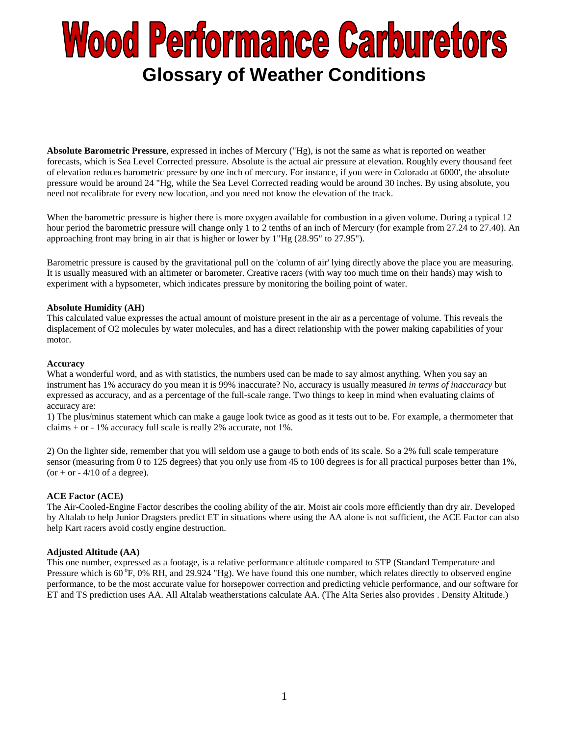# Wood Performance Carburetors

## Glossary of Weather Conditions

**Absolute Barometric Pressure**, expressed in inches of Mercury ("Hg), is not the same as what is reported on weather forecasts, which is Sea Level Corrected pressure. Absolute is the actual air pressure at elevation. Roughly every thousand feet of elevation reduces barometric pressure by one inch of mercury. For instance, if you were in Colorado at 6000', the absolute pressure would be around 24 "Hg, while the Sea Level Corrected reading would be around 30 inches. By using absolute, you need not recalibrate for every new location, and you need not know the elevation of the track.

When the barometric pressure is higher there is more oxygen available for combustion in a given volume. During a typical 12 hour period the barometric pressure will change only 1 to 2 tenths of an inch of Mercury (for example from 27.24 to 27.40). An approaching front may bring in air that is higher or lower by 1"Hg (28.95" to 27.95").

Barometric pressure is caused by the gravitational pull on the 'column of air' lying directly above the place you are measuring. It is usually measured with an altimeter or barometer. Creative racers (with way too much time on their hands) may wish to experiment with a hypsometer, which indicates pressure by monitoring the boiling point of water.

**Absolute Humidity (AH)**
This calculated value expresses the actual amount of moisture present in the air as a percentage of volume. This reveals the displacement of O2 molecules by water molecules, and has a direct relationship with the power making capabilities of your motor.

**Accuracy**
What a wonderful word, and as with statistics, the numbers used can be made to say almost anything. When you say an instrument has 1% accuracy do you mean it is 99% inaccurate? No, accuracy is usually measured *in terms of inaccuracy* but expressed as accuracy, and as a percentage of the full-scale range. Two things to keep in mind when evaluating claims of accuracy are:
1) The plus/minus statement which can make a gauge look twice as good as it tests out to be. For example, a thermometer that claims + or - 1% accuracy full scale is really 2% accurate, not 1%.

2) On the lighter side, remember that you will seldom use a gauge to both ends of its scale. So a 2% full scale temperature sensor (measuring from 0 to 125 degrees) that you only use from 45 to 100 degrees is for all practical purposes better than 1%, (or + or - 4/10 of a degree).

**ACE Factor (ACE)**
The Air-Cooled-Engine Factor describes the cooling ability of the air. Moist air cools more efficiently than dry air. Developed by Altalab to help Junior Dragsters predict ET in situations where using the AA alone is not sufficient, the ACE Factor can also help Kart racers avoid costly engine destruction.

**Adjusted Altitude (AA)**
This one number, expressed as a footage, is a relative performance altitude compared to STP (Standard Temperature and Pressure which is 60 °F, 0% RH, and 29.924 "Hg). We have found this one number, which relates directly to observed engine performance, to be the most accurate value for horsepower correction and predicting vehicle performance, and our software for ET and TS prediction uses AA. All Altalab weatherstations calculate AA. (The Alta Series also provides . Density Altitude.)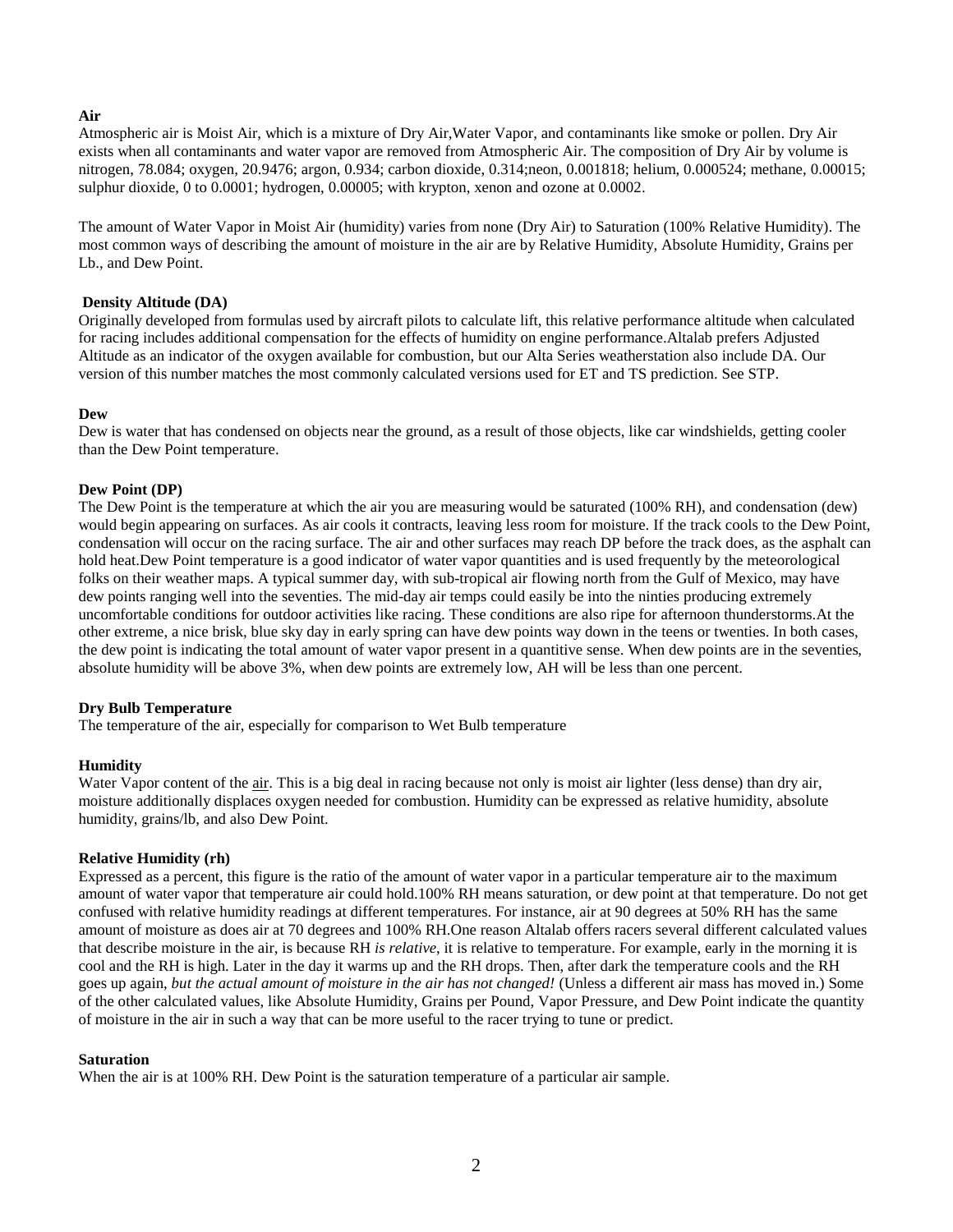**Air**

Atmospheric air is Moist Air, which is a mixture of Dry Air,Water Vapor, and contaminants like smoke or pollen. Dry Air exists when all contaminants and water vapor are removed from Atmospheric Air. The composition of Dry Air by volume is nitrogen, 78.084; oxygen, 20.9476; argon, 0.934; carbon dioxide, 0.314;neon, 0.001818; helium, 0.000524; methane, 0.00015; sulphur dioxide, 0 to 0.0001; hydrogen, 0.00005; with krypton, xenon and ozone at 0.0002.

The amount of Water Vapor in Moist Air (humidity) varies from none (Dry Air) to Saturation (100% Relative Humidity). The most common ways of describing the amount of moisture in the air are by Relative Humidity, Absolute Humidity, Grains per Lb., and Dew Point.

**Density Altitude (DA)**

Originally developed from formulas used by aircraft pilots to calculate lift, this relative performance altitude when calculated for racing includes additional compensation for the effects of humidity on engine performance.Altalab prefers Adjusted Altitude as an indicator of the oxygen available for combustion, but our Alta Series weatherstation also include DA. Our version of this number matches the most commonly calculated versions used for ET and TS prediction. See STP.

**Dew**

Dew is water that has condensed on objects near the ground, as a result of those objects, like car windshields, getting cooler than the Dew Point temperature.

**Dew Point (DP)**

The Dew Point is the temperature at which the air you are measuring would be saturated (100% RH), and condensation (dew) would begin appearing on surfaces. As air cools it contracts, leaving less room for moisture. If the track cools to the Dew Point, condensation will occur on the racing surface. The air and other surfaces may reach DP before the track does, as the asphalt can hold heat.Dew Point temperature is a good indicator of water vapor quantities and is used frequently by the meteorological folks on their weather maps. A typical summer day, with sub-tropical air flowing north from the Gulf of Mexico, may have dew points ranging well into the seventies. The mid-day air temps could easily be into the ninties producing extremely uncomfortable conditions for outdoor activities like racing. These conditions are also ripe for afternoon thunderstorms.At the other extreme, a nice brisk, blue sky day in early spring can have dew points way down in the teens or twenties. In both cases, the dew point is indicating the total amount of water vapor present in a quantitive sense. When dew points are in the seventies, absolute humidity will be above 3%, when dew points are extremely low, AH will be less than one percent.

**Dry Bulb Temperature**

The temperature of the air, especially for comparison to Wet Bulb temperature

**Humidity**

Water Vapor content of the air. This is a big deal in racing because not only is moist air lighter (less dense) than dry air, moisture additionally displaces oxygen needed for combustion. Humidity can be expressed as relative humidity, absolute humidity, grains/lb, and also Dew Point.

**Relative Humidity (rh)**

Expressed as a percent, this figure is the ratio of the amount of water vapor in a particular temperature air to the maximum amount of water vapor that temperature air could hold.100% RH means saturation, or dew point at that temperature. Do not get confused with relative humidity readings at different temperatures. For instance, air at 90 degrees at 50% RH has the same amount of moisture as does air at 70 degrees and 100% RH.One reason Altalab offers racers several different calculated values that describe moisture in the air, is because RH *is relative*, it is relative to temperature. For example, early in the morning it is cool and the RH is high. Later in the day it warms up and the RH drops. Then, after dark the temperature cools and the RH goes up again, *but the actual amount of moisture in the air has not changed!* (Unless a different air mass has moved in.) Some of the other calculated values, like Absolute Humidity, Grains per Pound, Vapor Pressure, and Dew Point indicate the quantity of moisture in the air in such a way that can be more useful to the racer trying to tune or predict.

**Saturation**

When the air is at 100% RH. Dew Point is the saturation temperature of a particular air sample.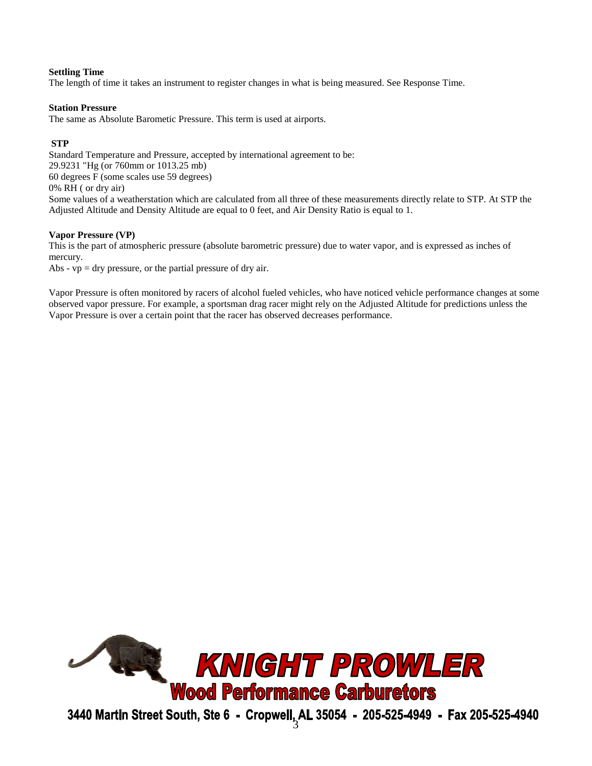**Settling Time**
The length of time it takes an instrument to register changes in what is being measured. See Response Time.

**Station Pressure**
The same as Absolute Barometic Pressure. This term is used at airports.

**STP**
Standard Temperature and Pressure, accepted by international agreement to be:
29.9231 "Hg (or 760mm or 1013.25 mb)
60 degrees F (some scales use 59 degrees)
0% RH ( or dry air)
Some values of a weatherstation which are calculated from all three of these measurements directly relate to STP. At STP the Adjusted Altitude and Density Altitude are equal to 0 feet, and Air Density Ratio is equal to 1.

**Vapor Pressure (VP)**
This is the part of atmospheric pressure (absolute barometric pressure) due to water vapor, and is expressed as inches of mercury.
Abs - vp = dry pressure, or the partial pressure of dry air.

Vapor Pressure is often monitored by racers of alcohol fueled vehicles, who have noticed vehicle performance changes at some observed vapor pressure. For example, a sportsman drag racer might rely on the Adjusted Altitude for predictions unless the Vapor Pressure is over a certain point that the racer has observed decreases performance.

**KNIGHT PROWLER**
**Wood Performance Carburetors**
3440 Martin Street South, Ste 6 - Cropwell, AL 35054 - 205-525-4949 - Fax 205-525-4940